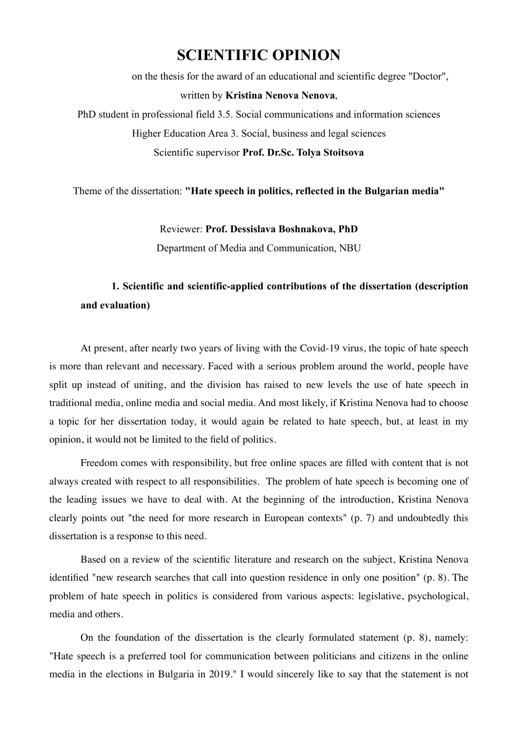# SCIENTIFIC OPINION

on the thesis for the award of an educational and scientific degree "Doctor",

written by **Kristina Nenova Nenova**,

PhD student in professional field 3.5. Social communications and information sciences

Higher Education Area 3. Social, business and legal sciences

Scientific supervisor **Prof. Dr.Sc. Tolya Stoitsova**

Theme of the dissertation: **"Hate speech in politics, reflected in the Bulgarian media"**

Reviewer: **Prof. Dessislava Boshnakova, PhD**

Department of Media and Communication, NBU

## 1. Scientific and scientific-applied contributions of the dissertation (description and evaluation)

At present, after nearly two years of living with the Covid-19 virus, the topic of hate speech is more than relevant and necessary. Faced with a serious problem around the world, people have split up instead of uniting, and the division has raised to new levels the use of hate speech in traditional media, online media and social media. And most likely, if Kristina Nenova had to choose a topic for her dissertation today, it would again be related to hate speech, but, at least in my opinion, it would not be limited to the field of politics.

Freedom comes with responsibility, but free online spaces are filled with content that is not always created with respect to all responsibilities. The problem of hate speech is becoming one of the leading issues we have to deal with. At the beginning of the introduction, Kristina Nenova clearly points out "the need for more research in European contexts" (p. 7) and undoubtedly this dissertation is a response to this need.

Based on a review of the scientific literature and research on the subject, Kristina Nenova identified "new research searches that call into question residence in only one position" (p. 8). The problem of hate speech in politics is considered from various aspects: legislative, psychological, media and others.

On the foundation of the dissertation is the clearly formulated statement (p. 8), namely: "Hate speech is a preferred tool for communication between politicians and citizens in the online media in the elections in Bulgaria in 2019." I would sincerely like to say that the statement is not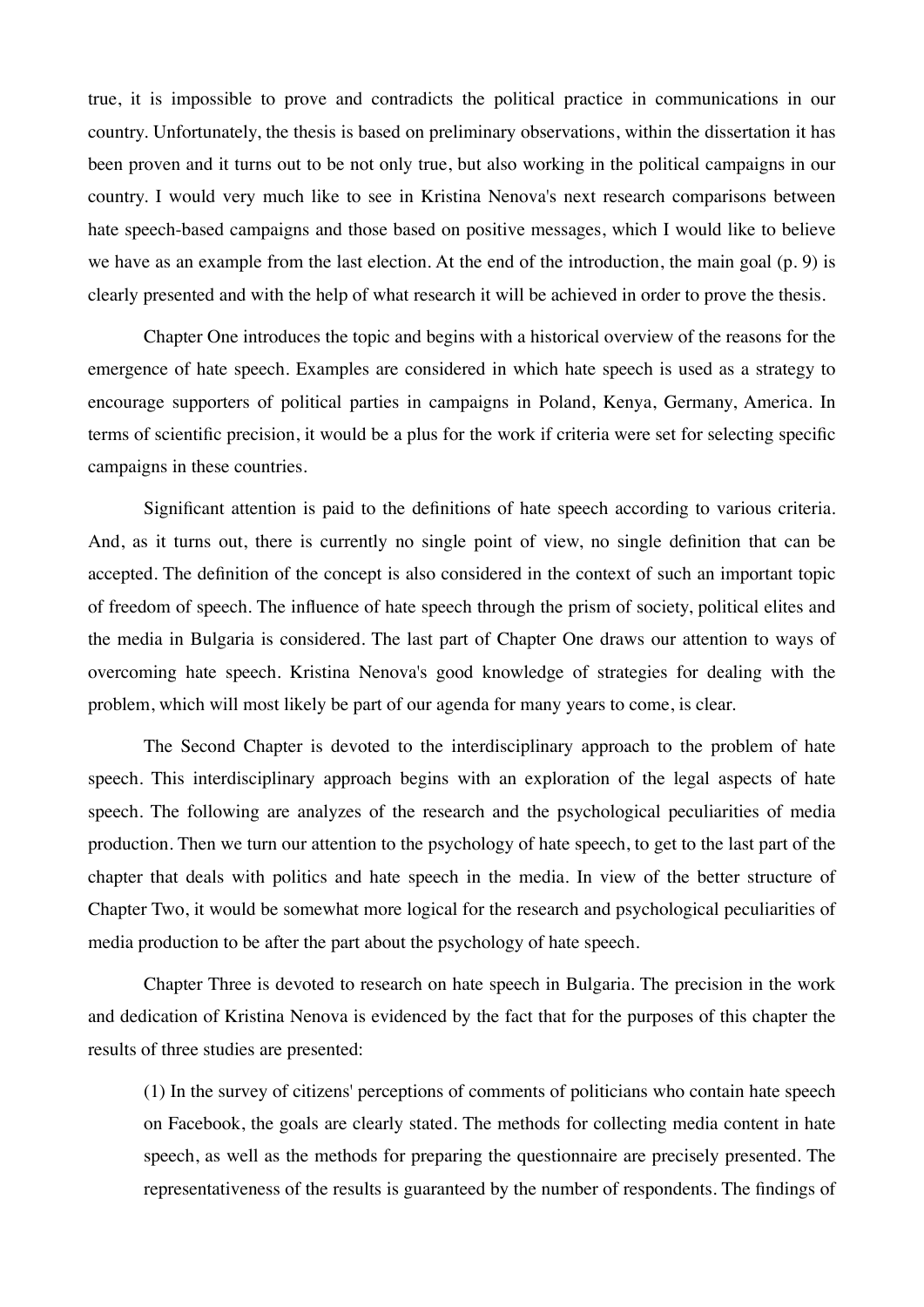true, it is impossible to prove and contradicts the political practice in communications in our country. Unfortunately, the thesis is based on preliminary observations, within the dissertation it has been proven and it turns out to be not only true, but also working in the political campaigns in our country. I would very much like to see in Kristina Nenova's next research comparisons between hate speech-based campaigns and those based on positive messages, which I would like to believe we have as an example from the last election. At the end of the introduction, the main goal (p. 9) is clearly presented and with the help of what research it will be achieved in order to prove the thesis.

Chapter One introduces the topic and begins with a historical overview of the reasons for the emergence of hate speech. Examples are considered in which hate speech is used as a strategy to encourage supporters of political parties in campaigns in Poland, Kenya, Germany, America. In terms of scientific precision, it would be a plus for the work if criteria were set for selecting specific campaigns in these countries.

Significant attention is paid to the definitions of hate speech according to various criteria. And, as it turns out, there is currently no single point of view, no single definition that can be accepted. The definition of the concept is also considered in the context of such an important topic of freedom of speech. The influence of hate speech through the prism of society, political elites and the media in Bulgaria is considered. The last part of Chapter One draws our attention to ways of overcoming hate speech. Kristina Nenova's good knowledge of strategies for dealing with the problem, which will most likely be part of our agenda for many years to come, is clear.

The Second Chapter is devoted to the interdisciplinary approach to the problem of hate speech. This interdisciplinary approach begins with an exploration of the legal aspects of hate speech. The following are analyzes of the research and the psychological peculiarities of media production. Then we turn our attention to the psychology of hate speech, to get to the last part of the chapter that deals with politics and hate speech in the media. In view of the better structure of Chapter Two, it would be somewhat more logical for the research and psychological peculiarities of media production to be after the part about the psychology of hate speech.

Chapter Three is devoted to research on hate speech in Bulgaria. The precision in the work and dedication of Kristina Nenova is evidenced by the fact that for the purposes of this chapter the results of three studies are presented:

(1) In the survey of citizens' perceptions of comments of politicians who contain hate speech on Facebook, the goals are clearly stated. The methods for collecting media content in hate speech, as well as the methods for preparing the questionnaire are precisely presented. The representativeness of the results is guaranteed by the number of respondents. The findings of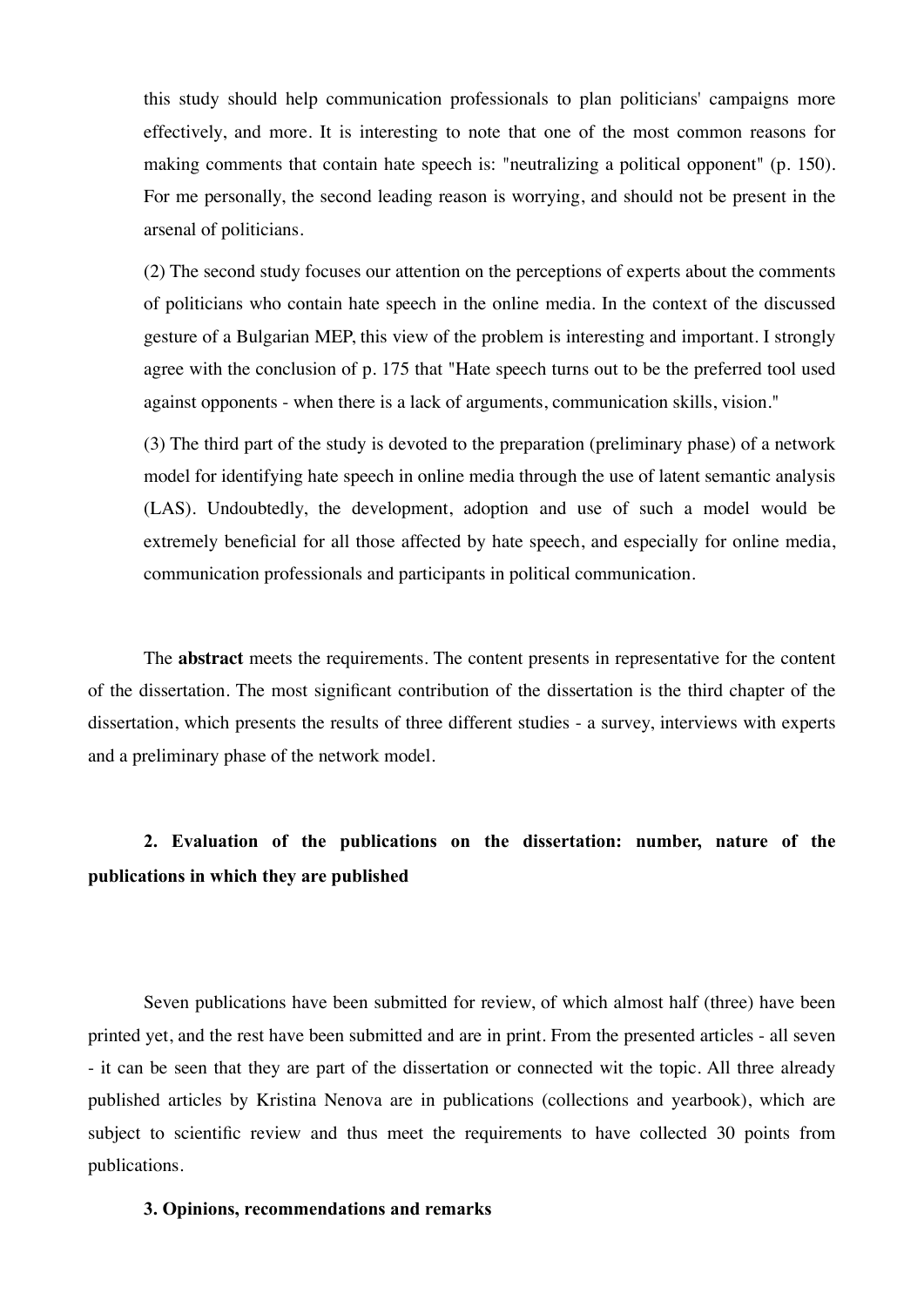this study should help communication professionals to plan politicians' campaigns more effectively, and more. It is interesting to note that one of the most common reasons for making comments that contain hate speech is: "neutralizing a political opponent" (p. 150). For me personally, the second leading reason is worrying, and should not be present in the arsenal of politicians.

(2) The second study focuses our attention on the perceptions of experts about the comments of politicians who contain hate speech in the online media. In the context of the discussed gesture of a Bulgarian MEP, this view of the problem is interesting and important. I strongly agree with the conclusion of p. 175 that "Hate speech turns out to be the preferred tool used against opponents - when there is a lack of arguments, communication skills, vision."

(3) The third part of the study is devoted to the preparation (preliminary phase) of a network model for identifying hate speech in online media through the use of latent semantic analysis (LAS). Undoubtedly, the development, adoption and use of such a model would be extremely beneficial for all those affected by hate speech, and especially for online media, communication professionals and participants in political communication.

The **abstract** meets the requirements. The content presents in representative for the content of the dissertation. The most significant contribution of the dissertation is the third chapter of the dissertation, which presents the results of three different studies - a survey, interviews with experts and a preliminary phase of the network model.

## 2. Evaluation of the publications on the dissertation: number, nature of the publications in which they are published

Seven publications have been submitted for review, of which almost half (three) have been printed yet, and the rest have been submitted and are in print. From the presented articles - all seven - it can be seen that they are part of the dissertation or connected wit the topic. All three already published articles by Kristina Nenova are in publications (collections and yearbook), which are subject to scientific review and thus meet the requirements to have collected 30 points from publications.

## 3. Opinions, recommendations and remarks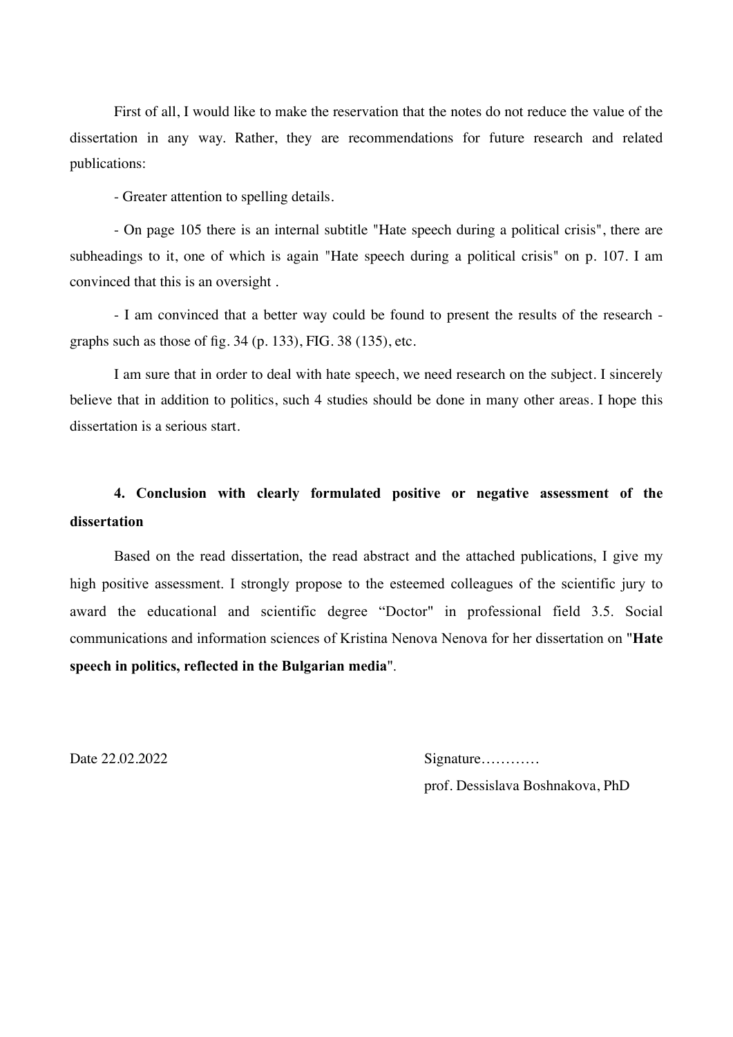First of all, I would like to make the reservation that the notes do not reduce the value of the dissertation in any way. Rather, they are recommendations for future research and related publications:

- Greater attention to spelling details.

- On page 105 there is an internal subtitle "Hate speech during a political crisis", there are subheadings to it, one of which is again "Hate speech during a political crisis" on p. 107. I am convinced that this is an oversight .

- I am convinced that a better way could be found to present the results of the research - graphs such as those of fig. 34 (p. 133), FIG. 38 (135), etc.

I am sure that in order to deal with hate speech, we need research on the subject. I sincerely believe that in addition to politics, such 4 studies should be done in many other areas. I hope this dissertation is a serious start.

**4. Conclusion with clearly formulated positive or negative assessment of the dissertation**

Based on the read dissertation, the read abstract and the attached publications, I give my high positive assessment. I strongly propose to the esteemed colleagues of the scientific jury to award the educational and scientific degree “Doctor" in professional field 3.5. Social communications and information sciences of Kristina Nenova Nenova for her dissertation on "**Hate speech in politics, reflected in the Bulgarian media**".

Date 22.02.2022

Signature…………

prof. Dessislava Boshnakova, PhD